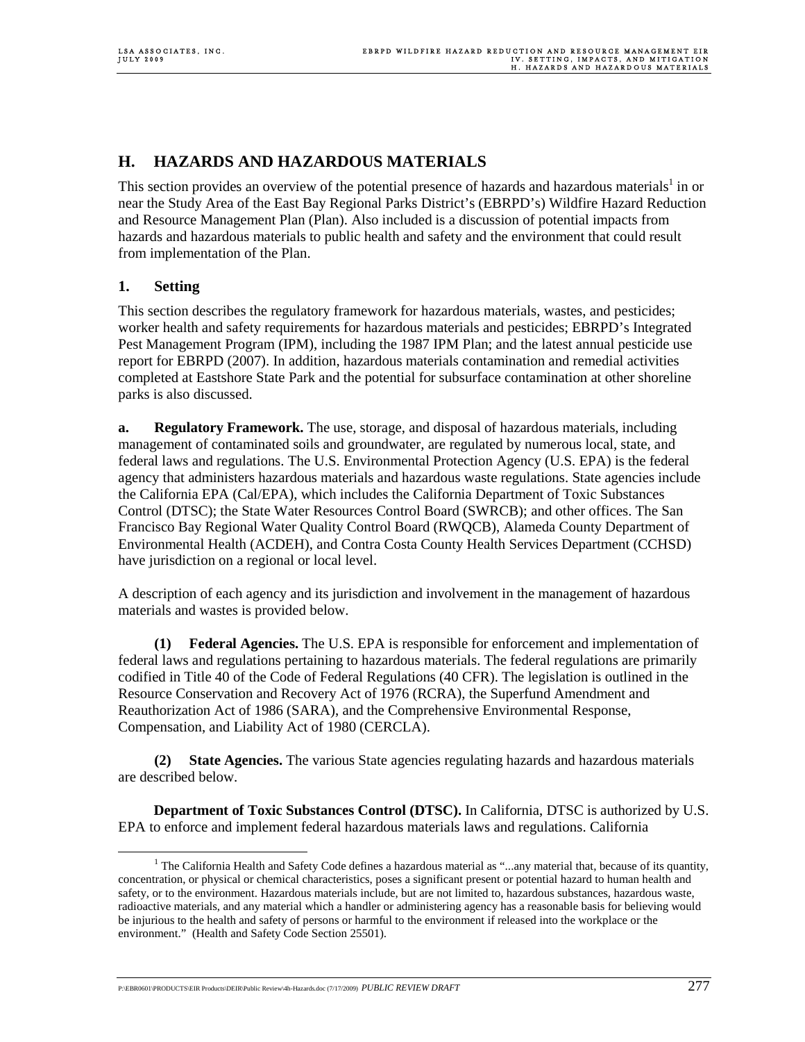## H. HAZARDS AND HAZARDOUS MATERIALS

This section provides an overview of the potential presence of hazards and hazardous materials[1] in or near the Study Area of the East Bay Regional Parks District's (EBRPD's) Wildfire Hazard Reduction and Resource Management Plan (Plan). Also included is a discussion of potential impacts from hazards and hazardous materials to public health and safety and the environment that could result from implementation of the Plan.

### 1. Setting

This section describes the regulatory framework for hazardous materials, wastes, and pesticides; worker health and safety requirements for hazardous materials and pesticides; EBRPD's Integrated Pest Management Program (IPM), including the 1987 IPM Plan; and the latest annual pesticide use report for EBRPD (2007). In addition, hazardous materials contamination and remedial activities completed at Eastshore State Park and the potential for subsurface contamination at other shoreline parks is also discussed.

**a. Regulatory Framework.** The use, storage, and disposal of hazardous materials, including management of contaminated soils and groundwater, are regulated by numerous local, state, and federal laws and regulations. The U.S. Environmental Protection Agency (U.S. EPA) is the federal agency that administers hazardous materials and hazardous waste regulations. State agencies include the California EPA (Cal/EPA), which includes the California Department of Toxic Substances Control (DTSC); the State Water Resources Control Board (SWRCB); and other offices. The San Francisco Bay Regional Water Quality Control Board (RWQCB), Alameda County Department of Environmental Health (ACDEH), and Contra Costa County Health Services Department (CCHSD) have jurisdiction on a regional or local level.

A description of each agency and its jurisdiction and involvement in the management of hazardous materials and wastes is provided below.

**(1) Federal Agencies.** The U.S. EPA is responsible for enforcement and implementation of federal laws and regulations pertaining to hazardous materials. The federal regulations are primarily codified in Title 40 of the Code of Federal Regulations (40 CFR). The legislation is outlined in the Resource Conservation and Recovery Act of 1976 (RCRA), the Superfund Amendment and Reauthorization Act of 1986 (SARA), and the Comprehensive Environmental Response, Compensation, and Liability Act of 1980 (CERCLA).

**(2) State Agencies.** The various State agencies regulating hazards and hazardous materials are described below.

**Department of Toxic Substances Control (DTSC).** In California, DTSC is authorized by U.S. EPA to enforce and implement federal hazardous materials laws and regulations. California

[1] The California Health and Safety Code defines a hazardous material as "...any material that, because of its quantity, concentration, or physical or chemical characteristics, poses a significant present or potential hazard to human health and safety, or to the environment. Hazardous materials include, but are not limited to, hazardous substances, hazardous waste, radioactive materials, and any material which a handler or administering agency has a reasonable basis for believing would be injurious to the health and safety of persons or harmful to the environment if released into the workplace or the environment." (Health and Safety Code Section 25501).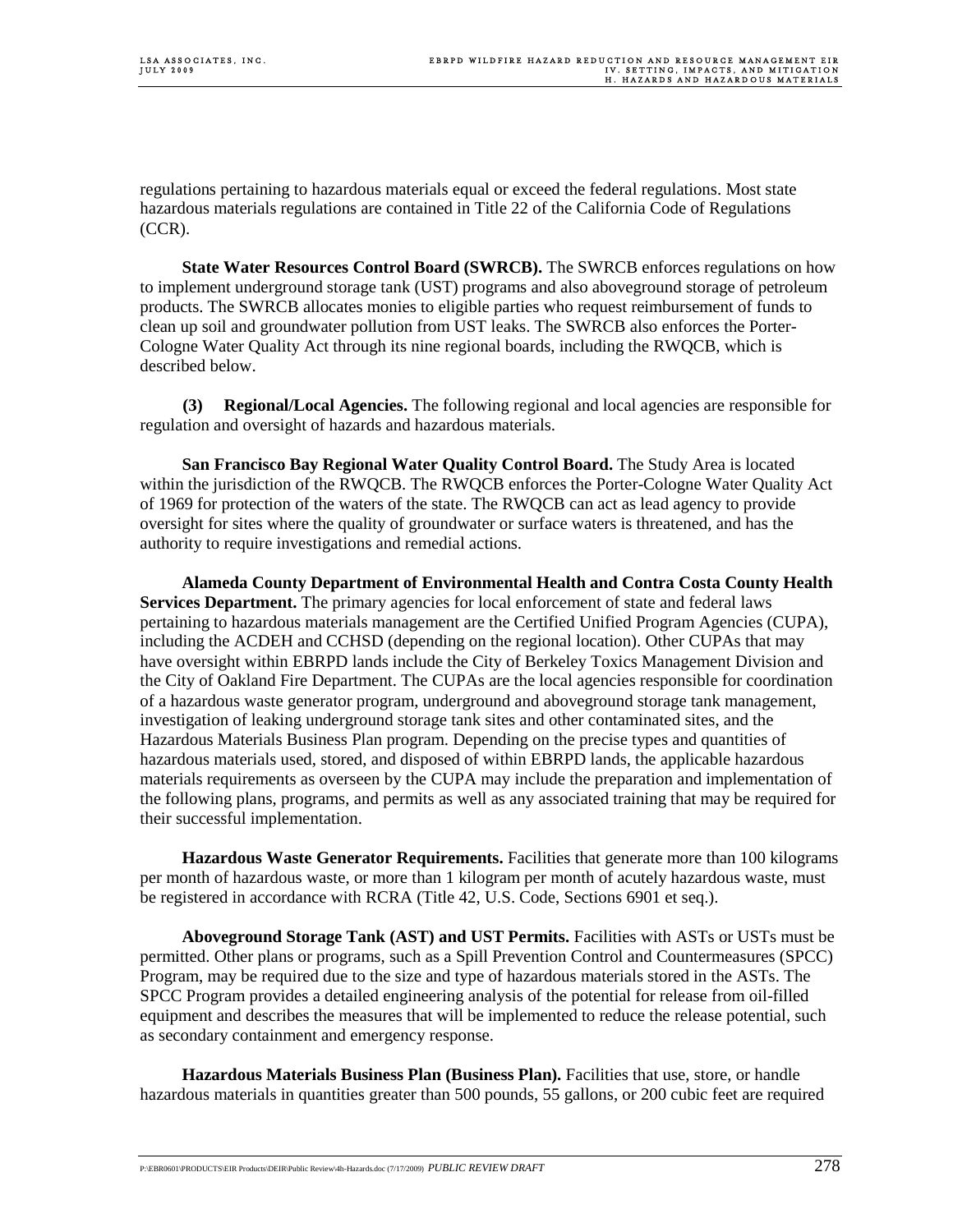regulations pertaining to hazardous materials equal or exceed the federal regulations. Most state hazardous materials regulations are contained in Title 22 of the California Code of Regulations (CCR).

**State Water Resources Control Board (SWRCB).** The SWRCB enforces regulations on how to implement underground storage tank (UST) programs and also aboveground storage of petroleum products. The SWRCB allocates monies to eligible parties who request reimbursement of funds to clean up soil and groundwater pollution from UST leaks. The SWRCB also enforces the Porter-Cologne Water Quality Act through its nine regional boards, including the RWQCB, which is described below.

**(3) Regional/Local Agencies.** The following regional and local agencies are responsible for regulation and oversight of hazards and hazardous materials.

**San Francisco Bay Regional Water Quality Control Board.** The Study Area is located within the jurisdiction of the RWQCB. The RWQCB enforces the Porter-Cologne Water Quality Act of 1969 for protection of the waters of the state. The RWQCB can act as lead agency to provide oversight for sites where the quality of groundwater or surface waters is threatened, and has the authority to require investigations and remedial actions.

**Alameda County Department of Environmental Health and Contra Costa County Health Services Department.** The primary agencies for local enforcement of state and federal laws pertaining to hazardous materials management are the Certified Unified Program Agencies (CUPA), including the ACDEH and CCHSD (depending on the regional location). Other CUPAs that may have oversight within EBRPD lands include the City of Berkeley Toxics Management Division and the City of Oakland Fire Department. The CUPAs are the local agencies responsible for coordination of a hazardous waste generator program, underground and aboveground storage tank management, investigation of leaking underground storage tank sites and other contaminated sites, and the Hazardous Materials Business Plan program. Depending on the precise types and quantities of hazardous materials used, stored, and disposed of within EBRPD lands, the applicable hazardous materials requirements as overseen by the CUPA may include the preparation and implementation of the following plans, programs, and permits as well as any associated training that may be required for their successful implementation.

**Hazardous Waste Generator Requirements.** Facilities that generate more than 100 kilograms per month of hazardous waste, or more than 1 kilogram per month of acutely hazardous waste, must be registered in accordance with RCRA (Title 42, U.S. Code, Sections 6901 et seq.).

**Aboveground Storage Tank (AST) and UST Permits.** Facilities with ASTs or USTs must be permitted. Other plans or programs, such as a Spill Prevention Control and Countermeasures (SPCC) Program, may be required due to the size and type of hazardous materials stored in the ASTs. The SPCC Program provides a detailed engineering analysis of the potential for release from oil-filled equipment and describes the measures that will be implemented to reduce the release potential, such as secondary containment and emergency response.

**Hazardous Materials Business Plan (Business Plan).** Facilities that use, store, or handle hazardous materials in quantities greater than 500 pounds, 55 gallons, or 200 cubic feet are required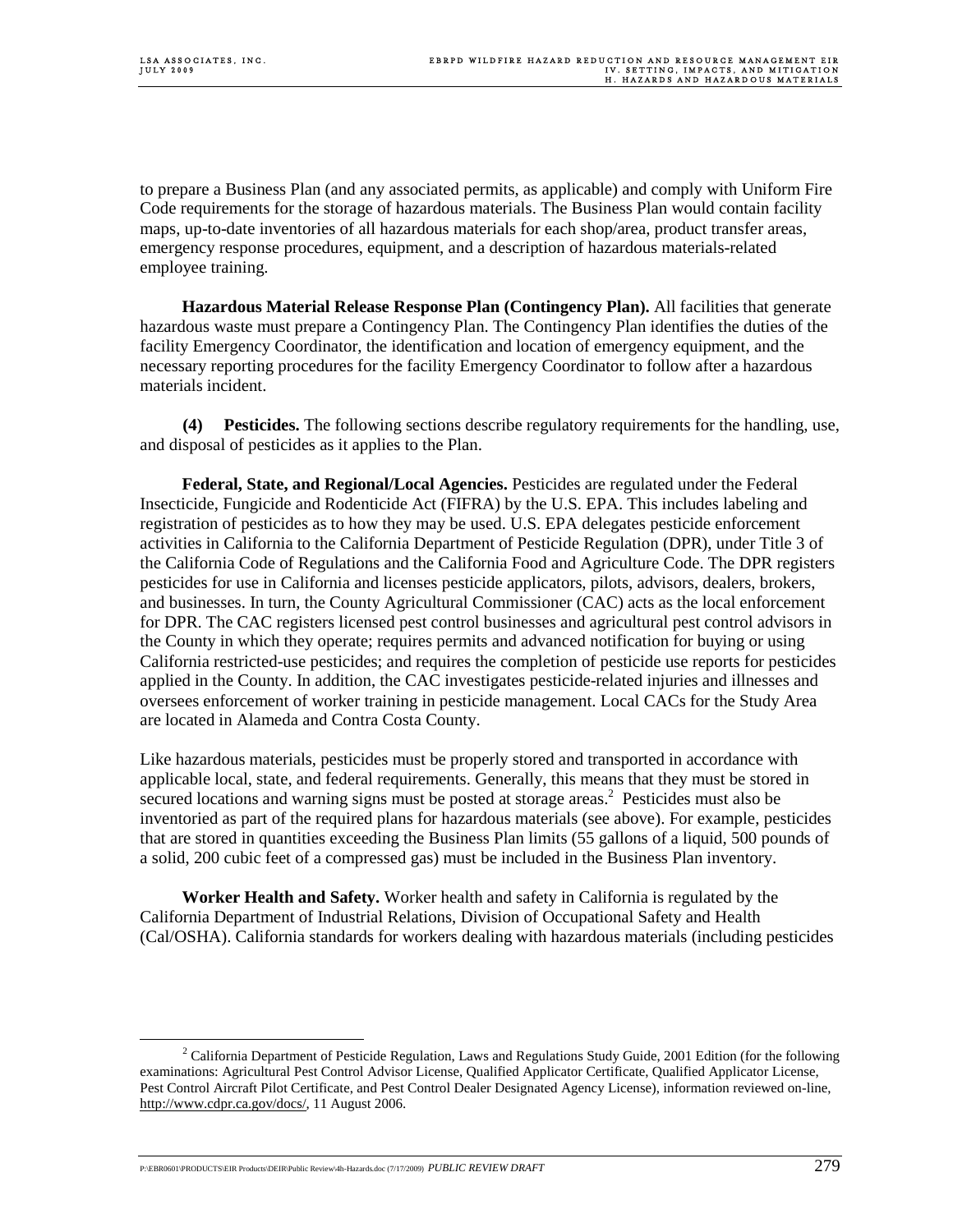to prepare a Business Plan (and any associated permits, as applicable) and comply with Uniform Fire Code requirements for the storage of hazardous materials. The Business Plan would contain facility maps, up-to-date inventories of all hazardous materials for each shop/area, product transfer areas, emergency response procedures, equipment, and a description of hazardous materials-related employee training.

**Hazardous Material Release Response Plan (Contingency Plan).** All facilities that generate hazardous waste must prepare a Contingency Plan. The Contingency Plan identifies the duties of the facility Emergency Coordinator, the identification and location of emergency equipment, and the necessary reporting procedures for the facility Emergency Coordinator to follow after a hazardous materials incident.

**(4) Pesticides.** The following sections describe regulatory requirements for the handling, use, and disposal of pesticides as it applies to the Plan.

**Federal, State, and Regional/Local Agencies.** Pesticides are regulated under the Federal Insecticide, Fungicide and Rodenticide Act (FIFRA) by the U.S. EPA. This includes labeling and registration of pesticides as to how they may be used. U.S. EPA delegates pesticide enforcement activities in California to the California Department of Pesticide Regulation (DPR), under Title 3 of the California Code of Regulations and the California Food and Agriculture Code. The DPR registers pesticides for use in California and licenses pesticide applicators, pilots, advisors, dealers, brokers, and businesses. In turn, the County Agricultural Commissioner (CAC) acts as the local enforcement for DPR. The CAC registers licensed pest control businesses and agricultural pest control advisors in the County in which they operate; requires permits and advanced notification for buying or using California restricted-use pesticides; and requires the completion of pesticide use reports for pesticides applied in the County. In addition, the CAC investigates pesticide-related injuries and illnesses and oversees enforcement of worker training in pesticide management. Local CACs for the Study Area are located in Alameda and Contra Costa County.

Like hazardous materials, pesticides must be properly stored and transported in accordance with applicable local, state, and federal requirements. Generally, this means that they must be stored in secured locations and warning signs must be posted at storage areas.[2] Pesticides must also be inventoried as part of the required plans for hazardous materials (see above). For example, pesticides that are stored in quantities exceeding the Business Plan limits (55 gallons of a liquid, 500 pounds of a solid, 200 cubic feet of a compressed gas) must be included in the Business Plan inventory.

**Worker Health and Safety.** Worker health and safety in California is regulated by the California Department of Industrial Relations, Division of Occupational Safety and Health (Cal/OSHA). California standards for workers dealing with hazardous materials (including pesticides

---

[2] California Department of Pesticide Regulation, Laws and Regulations Study Guide, 2001 Edition (for the following examinations: Agricultural Pest Control Advisor License, Qualified Applicator Certificate, Qualified Applicator License, Pest Control Aircraft Pilot Certificate, and Pest Control Dealer Designated Agency License), information reviewed on-line, http://www.cdpr.ca.gov/docs/, 11 August 2006.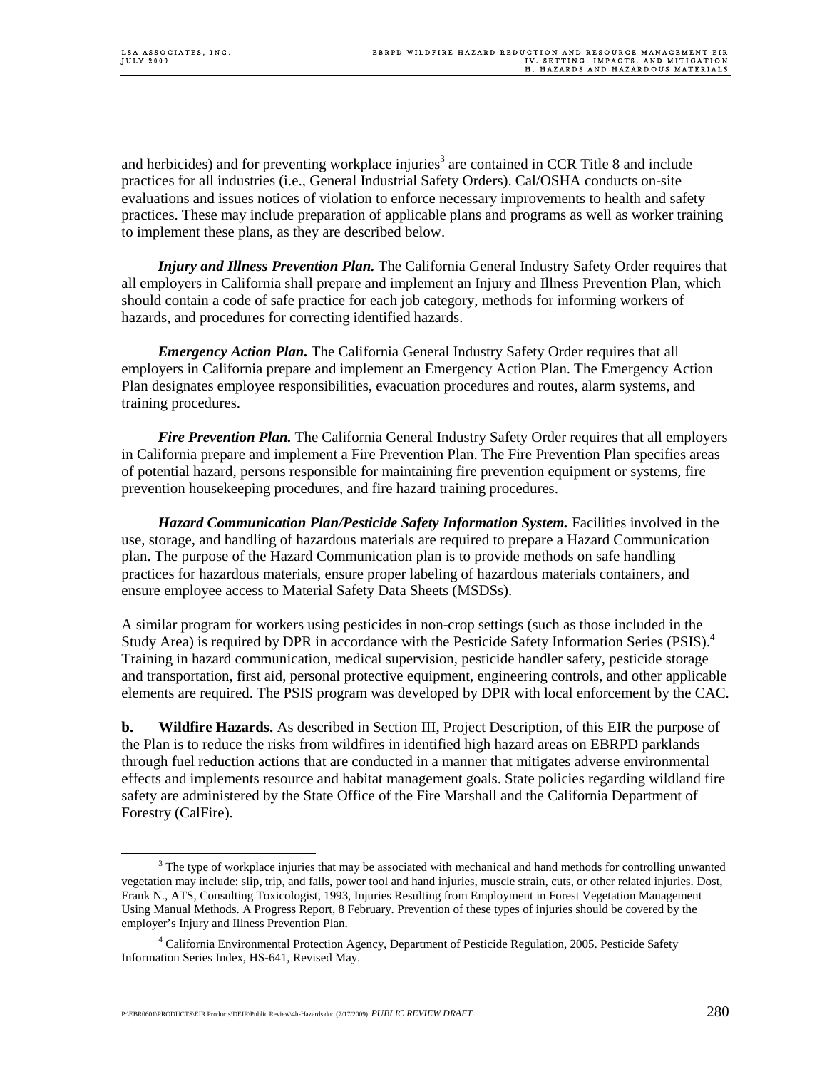and herbicides) and for preventing workplace injuries[3] are contained in CCR Title 8 and include practices for all industries (i.e., General Industrial Safety Orders). Cal/OSHA conducts on-site evaluations and issues notices of violation to enforce necessary improvements to health and safety practices. These may include preparation of applicable plans and programs as well as worker training to implement these plans, as they are described below.

***Injury and Illness Prevention Plan.*** The California General Industry Safety Order requires that all employers in California shall prepare and implement an Injury and Illness Prevention Plan, which should contain a code of safe practice for each job category, methods for informing workers of hazards, and procedures for correcting identified hazards.

***Emergency Action Plan.*** The California General Industry Safety Order requires that all employers in California prepare and implement an Emergency Action Plan. The Emergency Action Plan designates employee responsibilities, evacuation procedures and routes, alarm systems, and training procedures.

***Fire Prevention Plan.*** The California General Industry Safety Order requires that all employers in California prepare and implement a Fire Prevention Plan. The Fire Prevention Plan specifies areas of potential hazard, persons responsible for maintaining fire prevention equipment or systems, fire prevention housekeeping procedures, and fire hazard training procedures.

***Hazard Communication Plan/Pesticide Safety Information System.*** Facilities involved in the use, storage, and handling of hazardous materials are required to prepare a Hazard Communication plan. The purpose of the Hazard Communication plan is to provide methods on safe handling practices for hazardous materials, ensure proper labeling of hazardous materials containers, and ensure employee access to Material Safety Data Sheets (MSDSs).

A similar program for workers using pesticides in non-crop settings (such as those included in the Study Area) is required by DPR in accordance with the Pesticide Safety Information Series (PSIS).[4] Training in hazard communication, medical supervision, pesticide handler safety, pesticide storage and transportation, first aid, personal protective equipment, engineering controls, and other applicable elements are required. The PSIS program was developed by DPR with local enforcement by the CAC.

**b. Wildfire Hazards.** As described in Section III, Project Description, of this EIR the purpose of the Plan is to reduce the risks from wildfires in identified high hazard areas on EBRPD parklands through fuel reduction actions that are conducted in a manner that mitigates adverse environmental effects and implements resource and habitat management goals. State policies regarding wildland fire safety are administered by the State Office of the Fire Marshall and the California Department of Forestry (CalFire).

---

[3] The type of workplace injuries that may be associated with mechanical and hand methods for controlling unwanted vegetation may include: slip, trip, and falls, power tool and hand injuries, muscle strain, cuts, or other related injuries. Dost, Frank N., ATS, Consulting Toxicologist, 1993, Injuries Resulting from Employment in Forest Vegetation Management Using Manual Methods. A Progress Report, 8 February. Prevention of these types of injuries should be covered by the employer's Injury and Illness Prevention Plan.

[4] California Environmental Protection Agency, Department of Pesticide Regulation, 2005. Pesticide Safety Information Series Index, HS-641, Revised May.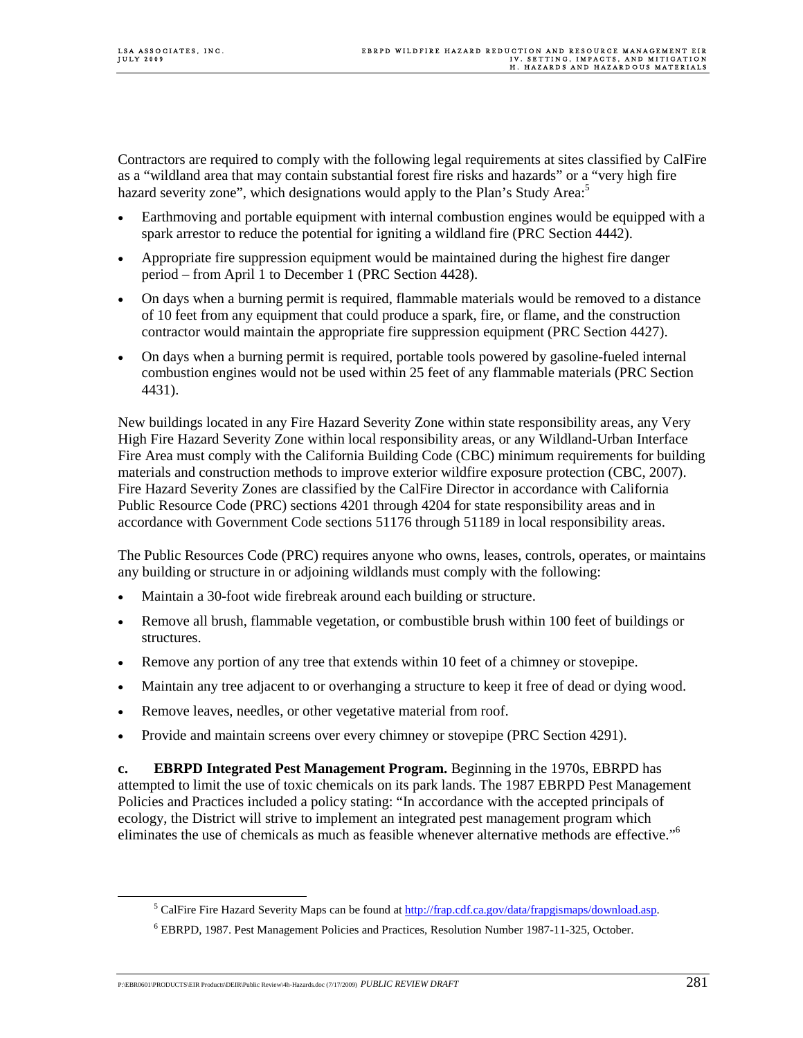Contractors are required to comply with the following legal requirements at sites classified by CalFire as a "wildland area that may contain substantial forest fire risks and hazards" or a "very high fire hazard severity zone", which designations would apply to the Plan's Study Area:[5]

- Earthmoving and portable equipment with internal combustion engines would be equipped with a spark arrestor to reduce the potential for igniting a wildland fire (PRC Section 4442).
- Appropriate fire suppression equipment would be maintained during the highest fire danger period – from April 1 to December 1 (PRC Section 4428).
- On days when a burning permit is required, flammable materials would be removed to a distance of 10 feet from any equipment that could produce a spark, fire, or flame, and the construction contractor would maintain the appropriate fire suppression equipment (PRC Section 4427).
- On days when a burning permit is required, portable tools powered by gasoline-fueled internal combustion engines would not be used within 25 feet of any flammable materials (PRC Section 4431).

New buildings located in any Fire Hazard Severity Zone within state responsibility areas, any Very High Fire Hazard Severity Zone within local responsibility areas, or any Wildland-Urban Interface Fire Area must comply with the California Building Code (CBC) minimum requirements for building materials and construction methods to improve exterior wildfire exposure protection (CBC, 2007). Fire Hazard Severity Zones are classified by the CalFire Director in accordance with California Public Resource Code (PRC) sections 4201 through 4204 for state responsibility areas and in accordance with Government Code sections 51176 through 51189 in local responsibility areas.

The Public Resources Code (PRC) requires anyone who owns, leases, controls, operates, or maintains any building or structure in or adjoining wildlands must comply with the following:

- Maintain a 30-foot wide firebreak around each building or structure.
- Remove all brush, flammable vegetation, or combustible brush within 100 feet of buildings or structures.
- Remove any portion of any tree that extends within 10 feet of a chimney or stovepipe.
- Maintain any tree adjacent to or overhanging a structure to keep it free of dead or dying wood.
- Remove leaves, needles, or other vegetative material from roof.
- Provide and maintain screens over every chimney or stovepipe (PRC Section 4291).

**c. EBRPD Integrated Pest Management Program.** Beginning in the 1970s, EBRPD has attempted to limit the use of toxic chemicals on its park lands. The 1987 EBRPD Pest Management Policies and Practices included a policy stating: "In accordance with the accepted principals of ecology, the District will strive to implement an integrated pest management program which eliminates the use of chemicals as much as feasible whenever alternative methods are effective."[6]

---

[5] CalFire Fire Hazard Severity Maps can be found at http://frap.cdf.ca.gov/data/frapgismaps/download.asp.

[6] EBRPD, 1987. Pest Management Policies and Practices, Resolution Number 1987-11-325, October.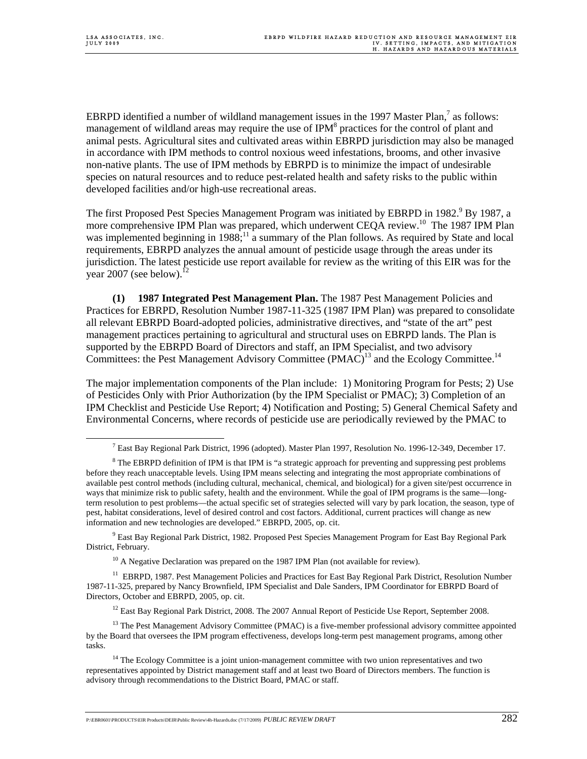EBRPD identified a number of wildland management issues in the 1997 Master Plan,[7] as follows: management of wildland areas may require the use of IPM[8] practices for the control of plant and animal pests. Agricultural sites and cultivated areas within EBRPD jurisdiction may also be managed in accordance with IPM methods to control noxious weed infestations, brooms, and other invasive non-native plants. The use of IPM methods by EBRPD is to minimize the impact of undesirable species on natural resources and to reduce pest-related health and safety risks to the public within developed facilities and/or high-use recreational areas.

The first Proposed Pest Species Management Program was initiated by EBRPD in 1982.[9] By 1987, a more comprehensive IPM Plan was prepared, which underwent CEQA review.[10] The 1987 IPM Plan was implemented beginning in 1988;[11] a summary of the Plan follows. As required by State and local requirements, EBRPD analyzes the annual amount of pesticide usage through the areas under its jurisdiction. The latest pesticide use report available for review as the writing of this EIR was for the year 2007 (see below).[12]

**(1) 1987 Integrated Pest Management Plan.** The 1987 Pest Management Policies and Practices for EBRPD, Resolution Number 1987-11-325 (1987 IPM Plan) was prepared to consolidate all relevant EBRPD Board-adopted policies, administrative directives, and "state of the art" pest management practices pertaining to agricultural and structural uses on EBRPD lands. The Plan is supported by the EBRPD Board of Directors and staff, an IPM Specialist, and two advisory Committees: the Pest Management Advisory Committee (PMAC)[13] and the Ecology Committee.[14]

The major implementation components of the Plan include: 1) Monitoring Program for Pests; 2) Use of Pesticides Only with Prior Authorization (by the IPM Specialist or PMAC); 3) Completion of an IPM Checklist and Pesticide Use Report; 4) Notification and Posting; 5) General Chemical Safety and Environmental Concerns, where records of pesticide use are periodically reviewed by the PMAC to

---

[7] East Bay Regional Park District, 1996 (adopted). Master Plan 1997, Resolution No. 1996-12-349, December 17.

[8] The EBRPD definition of IPM is that IPM is "a strategic approach for preventing and suppressing pest problems before they reach unacceptable levels. Using IPM means selecting and integrating the most appropriate combinations of available pest control methods (including cultural, mechanical, chemical, and biological) for a given site/pest occurrence in ways that minimize risk to public safety, health and the environment. While the goal of IPM programs is the same—long-term resolution to pest problems—the actual specific set of strategies selected will vary by park location, the season, type of pest, habitat considerations, level of desired control and cost factors. Additional, current practices will change as new information and new technologies are developed." EBRPD, 2005, op. cit.

[9] East Bay Regional Park District, 1982. Proposed Pest Species Management Program for East Bay Regional Park District, February.

[10] A Negative Declaration was prepared on the 1987 IPM Plan (not available for review).

[11] EBRPD, 1987. Pest Management Policies and Practices for East Bay Regional Park District, Resolution Number 1987-11-325, prepared by Nancy Brownfield, IPM Specialist and Dale Sanders, IPM Coordinator for EBRPD Board of Directors, October and EBRPD, 2005, op. cit.

[12] East Bay Regional Park District, 2008. The 2007 Annual Report of Pesticide Use Report, September 2008.

[13] The Pest Management Advisory Committee (PMAC) is a five-member professional advisory committee appointed by the Board that oversees the IPM program effectiveness, develops long-term pest management programs, among other tasks.

[14] The Ecology Committee is a joint union-management committee with two union representatives and two representatives appointed by District management staff and at least two Board of Directors members. The function is advisory through recommendations to the District Board, PMAC or staff.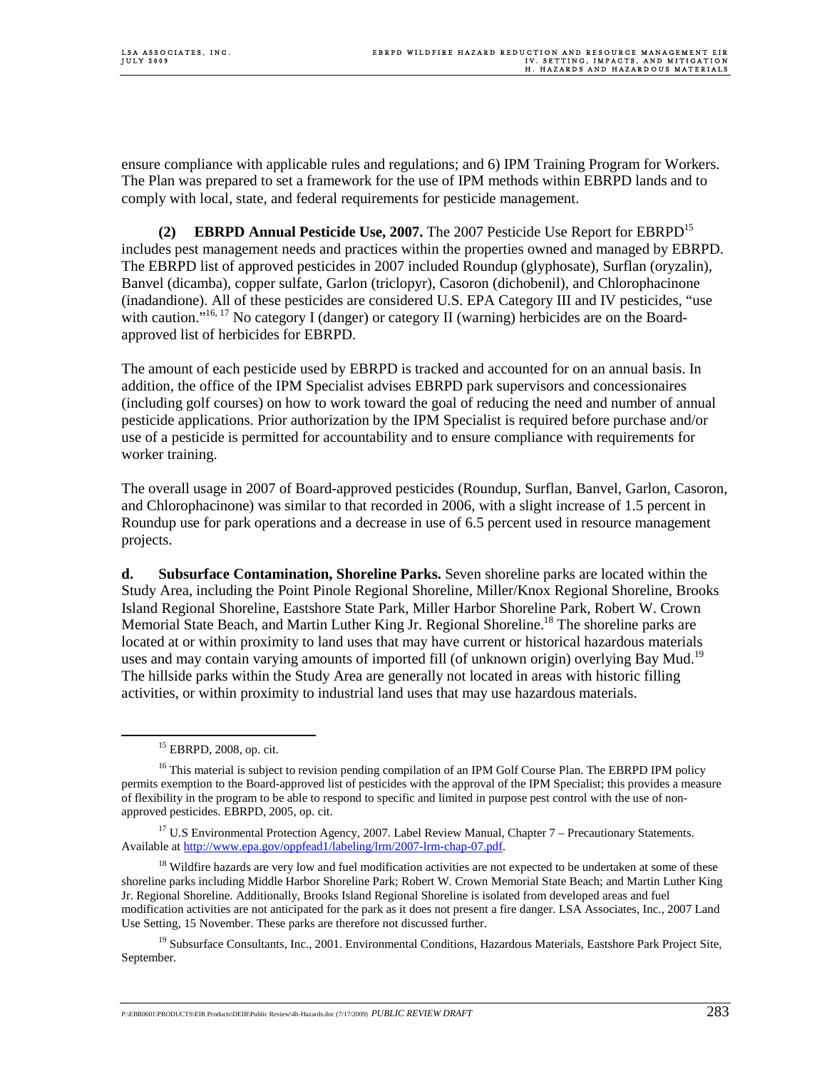ensure compliance with applicable rules and regulations; and 6) IPM Training Program for Workers. The Plan was prepared to set a framework for the use of IPM methods within EBRPD lands and to comply with local, state, and federal requirements for pesticide management.

**(2) EBRPD Annual Pesticide Use, 2007.** The 2007 Pesticide Use Report for EBRPD[15] includes pest management needs and practices within the properties owned and managed by EBRPD. The EBRPD list of approved pesticides in 2007 included Roundup (glyphosate), Surflan (oryzalin), Banvel (dicamba), copper sulfate, Garlon (triclopyr), Casoron (dichobenil), and Chlorophacinone (inadandione). All of these pesticides are considered U.S. EPA Category III and IV pesticides, "use with caution."[16, 17] No category I (danger) or category II (warning) herbicides are on the Board-approved list of herbicides for EBRPD.

The amount of each pesticide used by EBRPD is tracked and accounted for on an annual basis. In addition, the office of the IPM Specialist advises EBRPD park supervisors and concessionaires (including golf courses) on how to work toward the goal of reducing the need and number of annual pesticide applications. Prior authorization by the IPM Specialist is required before purchase and/or use of a pesticide is permitted for accountability and to ensure compliance with requirements for worker training.

The overall usage in 2007 of Board-approved pesticides (Roundup, Surflan, Banvel, Garlon, Casoron, and Chlorophacinone) was similar to that recorded in 2006, with a slight increase of 1.5 percent in Roundup use for park operations and a decrease in use of 6.5 percent used in resource management projects.

**d. Subsurface Contamination, Shoreline Parks.** Seven shoreline parks are located within the Study Area, including the Point Pinole Regional Shoreline, Miller/Knox Regional Shoreline, Brooks Island Regional Shoreline, Eastshore State Park, Miller Harbor Shoreline Park, Robert W. Crown Memorial State Beach, and Martin Luther King Jr. Regional Shoreline.[18] The shoreline parks are located at or within proximity to land uses that may have current or historical hazardous materials uses and may contain varying amounts of imported fill (of unknown origin) overlying Bay Mud.[19] The hillside parks within the Study Area are generally not located in areas with historic filling activities, or within proximity to industrial land uses that may use hazardous materials.

---

[15] EBRPD, 2008, op. cit.

[16] This material is subject to revision pending compilation of an IPM Golf Course Plan. The EBRPD IPM policy permits exemption to the Board-approved list of pesticides with the approval of the IPM Specialist; this provides a measure of flexibility in the program to be able to respond to specific and limited in purpose pest control with the use of non-approved pesticides. EBRPD, 2005, op. cit.

[17] U.S Environmental Protection Agency, 2007. Label Review Manual, Chapter 7 – Precautionary Statements. Available at http://www.epa.gov/oppfead1/labeling/lrm/2007-lrm-chap-07.pdf.

[18] Wildfire hazards are very low and fuel modification activities are not expected to be undertaken at some of these shoreline parks including Middle Harbor Shoreline Park; Robert W. Crown Memorial State Beach; and Martin Luther King Jr. Regional Shoreline. Additionally, Brooks Island Regional Shoreline is isolated from developed areas and fuel modification activities are not anticipated for the park as it does not present a fire danger. LSA Associates, Inc., 2007 Land Use Setting, 15 November. These parks are therefore not discussed further.

[19] Subsurface Consultants, Inc., 2001. Environmental Conditions, Hazardous Materials, Eastshore Park Project Site, September.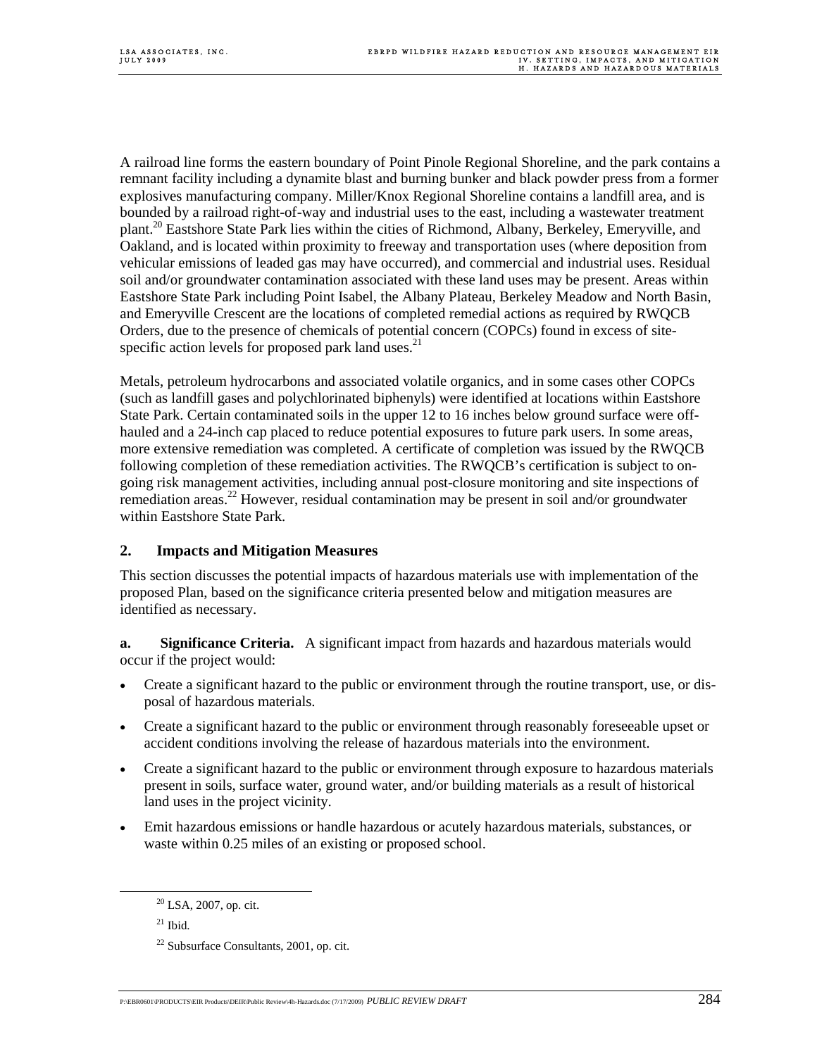A railroad line forms the eastern boundary of Point Pinole Regional Shoreline, and the park contains a remnant facility including a dynamite blast and burning bunker and black powder press from a former explosives manufacturing company. Miller/Knox Regional Shoreline contains a landfill area, and is bounded by a railroad right-of-way and industrial uses to the east, including a wastewater treatment plant.[20] Eastshore State Park lies within the cities of Richmond, Albany, Berkeley, Emeryville, and Oakland, and is located within proximity to freeway and transportation uses (where deposition from vehicular emissions of leaded gas may have occurred), and commercial and industrial uses. Residual soil and/or groundwater contamination associated with these land uses may be present. Areas within Eastshore State Park including Point Isabel, the Albany Plateau, Berkeley Meadow and North Basin, and Emeryville Crescent are the locations of completed remedial actions as required by RWQCB Orders, due to the presence of chemicals of potential concern (COPCs) found in excess of site-specific action levels for proposed park land uses.[21]

Metals, petroleum hydrocarbons and associated volatile organics, and in some cases other COPCs (such as landfill gases and polychlorinated biphenyls) were identified at locations within Eastshore State Park. Certain contaminated soils in the upper 12 to 16 inches below ground surface were off-hauled and a 24-inch cap placed to reduce potential exposures to future park users. In some areas, more extensive remediation was completed. A certificate of completion was issued by the RWQCB following completion of these remediation activities. The RWQCB's certification is subject to on-going risk management activities, including annual post-closure monitoring and site inspections of remediation areas.[22] However, residual contamination may be present in soil and/or groundwater within Eastshore State Park.

## 2. Impacts and Mitigation Measures

This section discusses the potential impacts of hazardous materials use with implementation of the proposed Plan, based on the significance criteria presented below and mitigation measures are identified as necessary.

**a. Significance Criteria.** A significant impact from hazards and hazardous materials would occur if the project would:

- Create a significant hazard to the public or environment through the routine transport, use, or disposal of hazardous materials.
- Create a significant hazard to the public or environment through reasonably foreseeable upset or accident conditions involving the release of hazardous materials into the environment.
- Create a significant hazard to the public or environment through exposure to hazardous materials present in soils, surface water, ground water, and/or building materials as a result of historical land uses in the project vicinity.
- Emit hazardous emissions or handle hazardous or acutely hazardous materials, substances, or waste within 0.25 miles of an existing or proposed school.

[20] LSA, 2007, op. cit.

[21] Ibid.

[22] Subsurface Consultants, 2001, op. cit.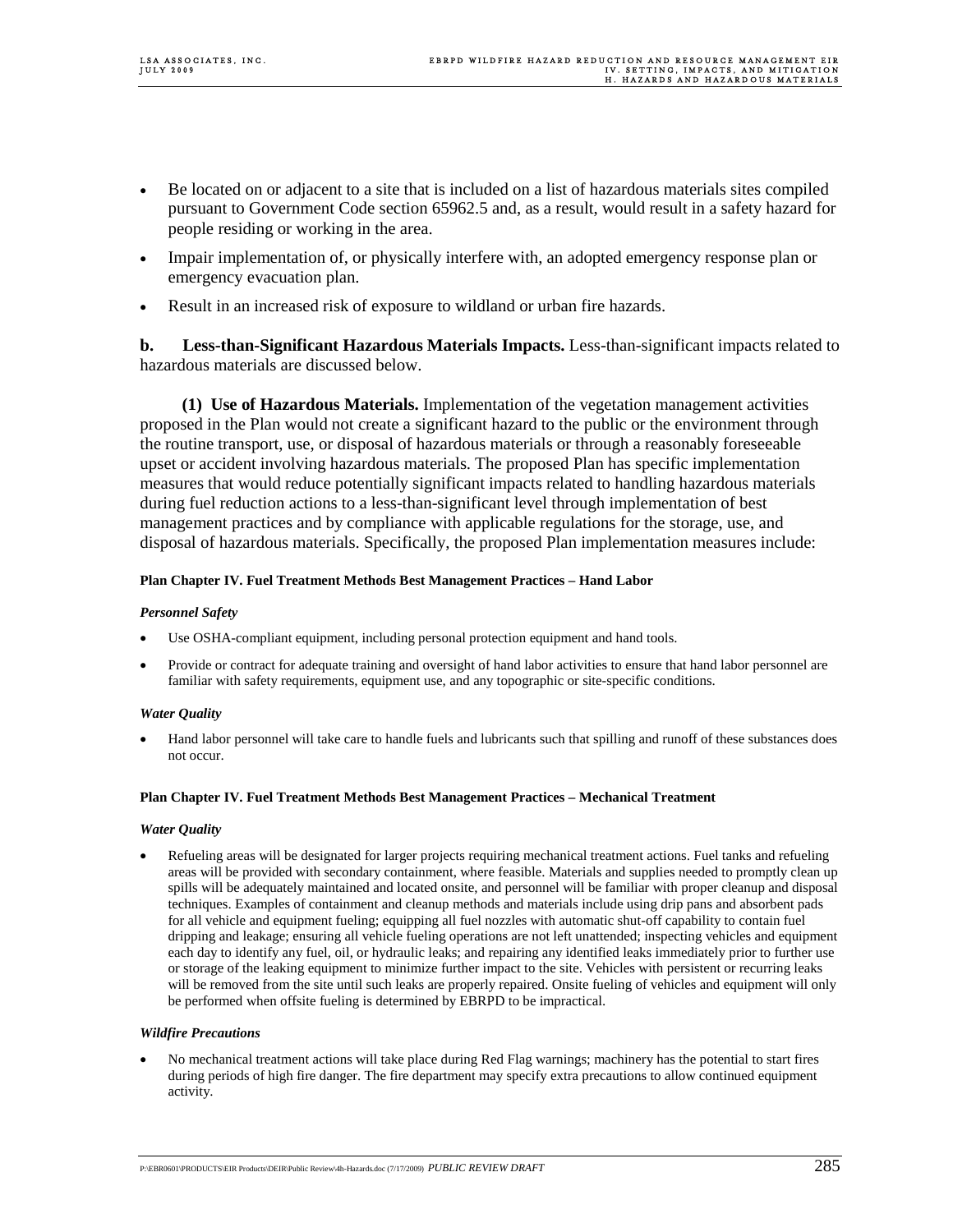- Be located on or adjacent to a site that is included on a list of hazardous materials sites compiled pursuant to Government Code section 65962.5 and, as a result, would result in a safety hazard for people residing or working in the area.
- Impair implementation of, or physically interfere with, an adopted emergency response plan or emergency evacuation plan.
- Result in an increased risk of exposure to wildland or urban fire hazards.

**b. Less-than-Significant Hazardous Materials Impacts.** Less-than-significant impacts related to hazardous materials are discussed below.

**(1) Use of Hazardous Materials.** Implementation of the vegetation management activities proposed in the Plan would not create a significant hazard to the public or the environment through the routine transport, use, or disposal of hazardous materials or through a reasonably foreseeable upset or accident involving hazardous materials. The proposed Plan has specific implementation measures that would reduce potentially significant impacts related to handling hazardous materials during fuel reduction actions to a less-than-significant level through implementation of best management practices and by compliance with applicable regulations for the storage, use, and disposal of hazardous materials. Specifically, the proposed Plan implementation measures include:

**Plan Chapter IV. Fuel Treatment Methods Best Management Practices – Hand Labor**

***Personnel Safety***

- Use OSHA-compliant equipment, including personal protection equipment and hand tools.
- Provide or contract for adequate training and oversight of hand labor activities to ensure that hand labor personnel are familiar with safety requirements, equipment use, and any topographic or site-specific conditions.

***Water Quality***

- Hand labor personnel will take care to handle fuels and lubricants such that spilling and runoff of these substances does not occur.

**Plan Chapter IV. Fuel Treatment Methods Best Management Practices – Mechanical Treatment**

***Water Quality***

- Refueling areas will be designated for larger projects requiring mechanical treatment actions. Fuel tanks and refueling areas will be provided with secondary containment, where feasible. Materials and supplies needed to promptly clean up spills will be adequately maintained and located onsite, and personnel will be familiar with proper cleanup and disposal techniques. Examples of containment and cleanup methods and materials include using drip pans and absorbent pads for all vehicle and equipment fueling; equipping all fuel nozzles with automatic shut-off capability to contain fuel dripping and leakage; ensuring all vehicle fueling operations are not left unattended; inspecting vehicles and equipment each day to identify any fuel, oil, or hydraulic leaks; and repairing any identified leaks immediately prior to further use or storage of the leaking equipment to minimize further impact to the site. Vehicles with persistent or recurring leaks will be removed from the site until such leaks are properly repaired. Onsite fueling of vehicles and equipment will only be performed when offsite fueling is determined by EBRPD to be impractical.

***Wildfire Precautions***

- No mechanical treatment actions will take place during Red Flag warnings; machinery has the potential to start fires during periods of high fire danger. The fire department may specify extra precautions to allow continued equipment activity.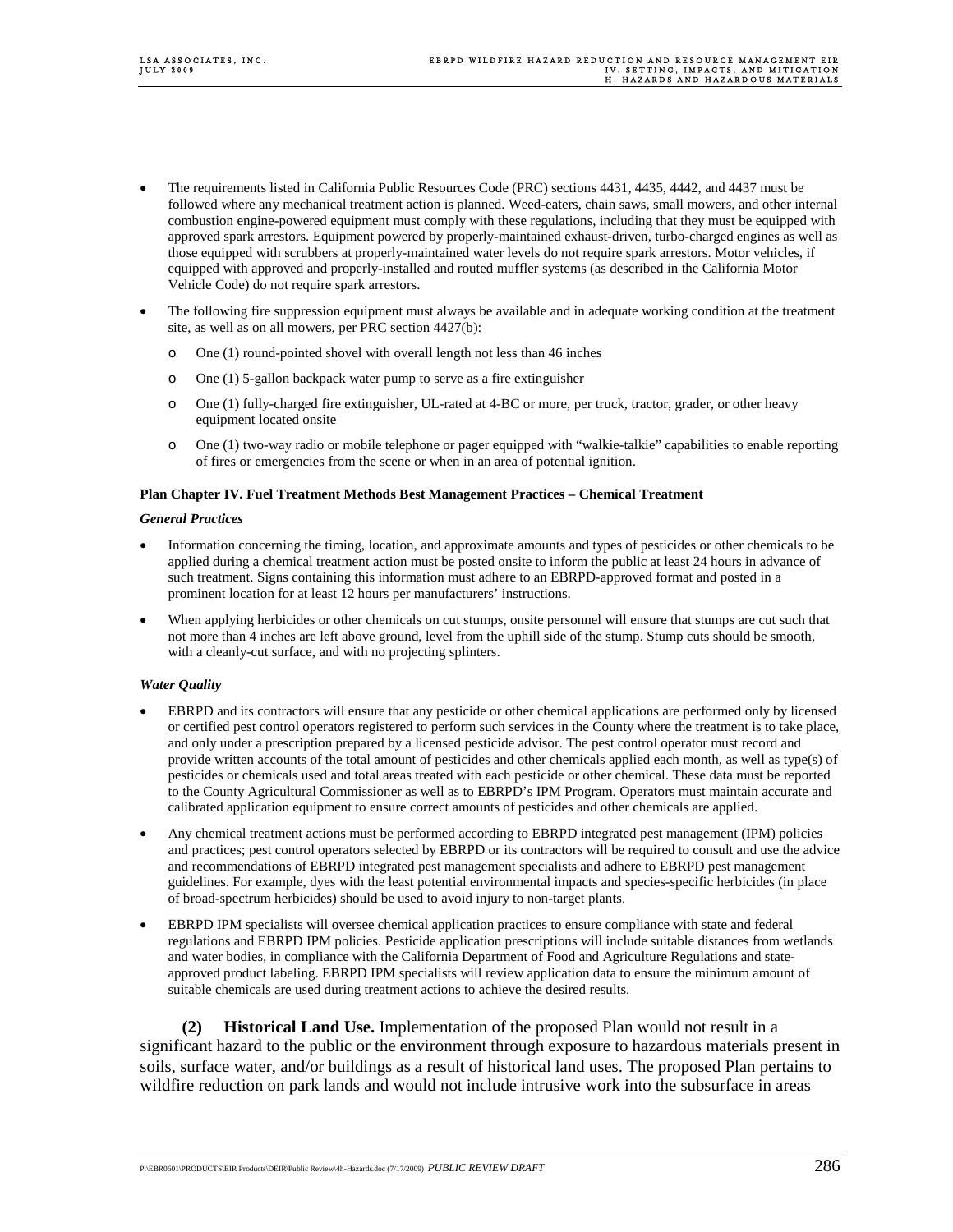- The requirements listed in California Public Resources Code (PRC) sections 4431, 4435, 4442, and 4437 must be followed where any mechanical treatment action is planned. Weed-eaters, chain saws, small mowers, and other internal combustion engine-powered equipment must comply with these regulations, including that they must be equipped with approved spark arrestors. Equipment powered by properly-maintained exhaust-driven, turbo-charged engines as well as those equipped with scrubbers at properly-maintained water levels do not require spark arrestors. Motor vehicles, if equipped with approved and properly-installed and routed muffler systems (as described in the California Motor Vehicle Code) do not require spark arrestors.

- The following fire suppression equipment must always be available and in adequate working condition at the treatment site, as well as on all mowers, per PRC section 4427(b):
  - One (1) round-pointed shovel with overall length not less than 46 inches
  - One (1) 5-gallon backpack water pump to serve as a fire extinguisher
  - One (1) fully-charged fire extinguisher, UL-rated at 4-BC or more, per truck, tractor, grader, or other heavy equipment located onsite
  - One (1) two-way radio or mobile telephone or pager equipped with "walkie-talkie" capabilities to enable reporting of fires or emergencies from the scene or when in an area of potential ignition.

**Plan Chapter IV. Fuel Treatment Methods Best Management Practices – Chemical Treatment**

***General Practices***

- Information concerning the timing, location, and approximate amounts and types of pesticides or other chemicals to be applied during a chemical treatment action must be posted onsite to inform the public at least 24 hours in advance of such treatment. Signs containing this information must adhere to an EBRPD-approved format and posted in a prominent location for at least 12 hours per manufacturers' instructions.

- When applying herbicides or other chemicals on cut stumps, onsite personnel will ensure that stumps are cut such that not more than 4 inches are left above ground, level from the uphill side of the stump. Stump cuts should be smooth, with a cleanly-cut surface, and with no projecting splinters.

***Water Quality***

- EBRPD and its contractors will ensure that any pesticide or other chemical applications are performed only by licensed or certified pest control operators registered to perform such services in the County where the treatment is to take place, and only under a prescription prepared by a licensed pesticide advisor. The pest control operator must record and provide written accounts of the total amount of pesticides and other chemicals applied each month, as well as type(s) of pesticides or chemicals used and total areas treated with each pesticide or other chemical. These data must be reported to the County Agricultural Commissioner as well as to EBRPD's IPM Program. Operators must maintain accurate and calibrated application equipment to ensure correct amounts of pesticides and other chemicals are applied.

- Any chemical treatment actions must be performed according to EBRPD integrated pest management (IPM) policies and practices; pest control operators selected by EBRPD or its contractors will be required to consult and use the advice and recommendations of EBRPD integrated pest management specialists and adhere to EBRPD pest management guidelines. For example, dyes with the least potential environmental impacts and species-specific herbicides (in place of broad-spectrum herbicides) should be used to avoid injury to non-target plants.

- EBRPD IPM specialists will oversee chemical application practices to ensure compliance with state and federal regulations and EBRPD IPM policies. Pesticide application prescriptions will include suitable distances from wetlands and water bodies, in compliance with the California Department of Food and Agriculture Regulations and state-approved product labeling. EBRPD IPM specialists will review application data to ensure the minimum amount of suitable chemicals are used during treatment actions to achieve the desired results.

**(2) Historical Land Use.** Implementation of the proposed Plan would not result in a significant hazard to the public or the environment through exposure to hazardous materials present in soils, surface water, and/or buildings as a result of historical land uses. The proposed Plan pertains to wildfire reduction on park lands and would not include intrusive work into the subsurface in areas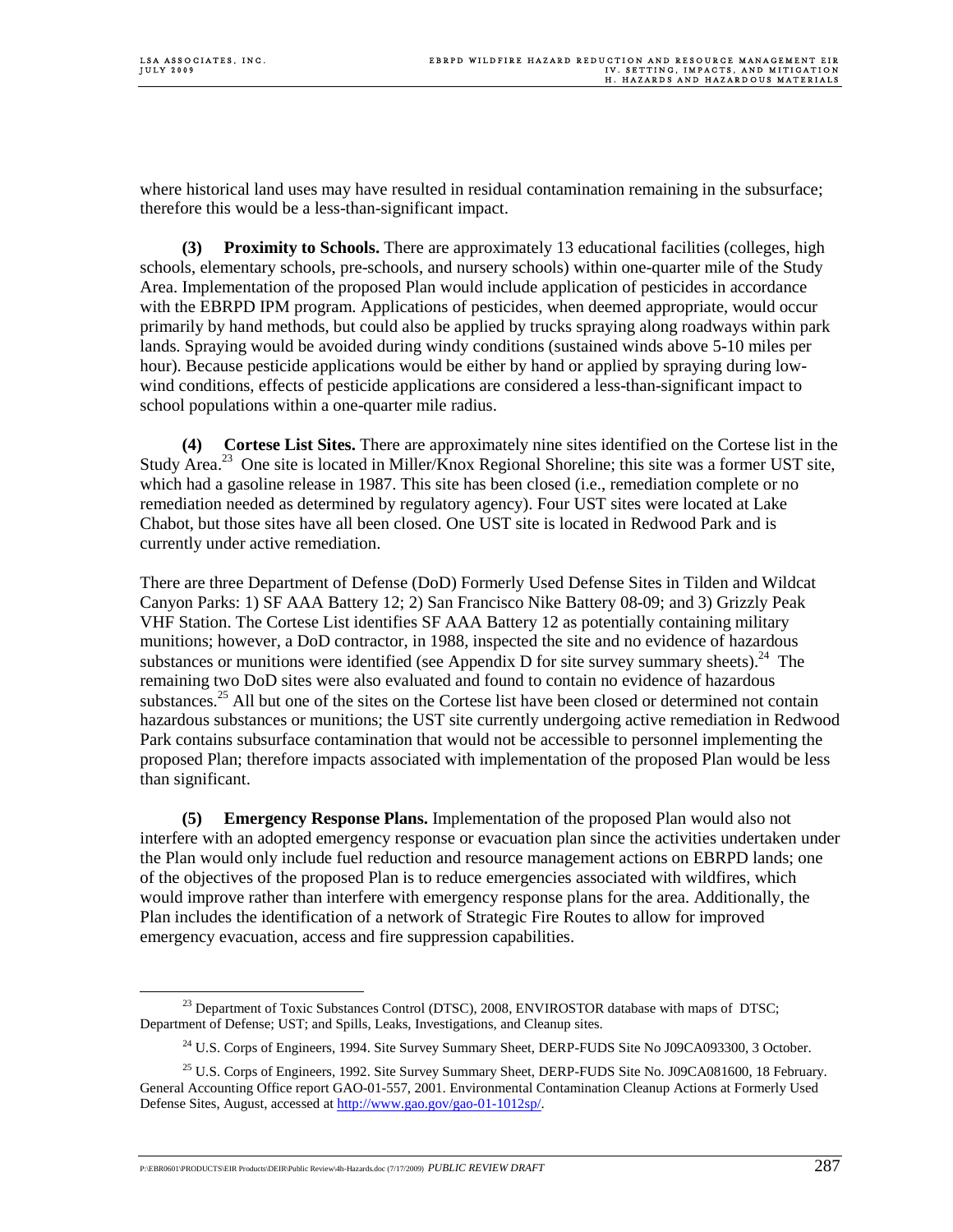where historical land uses may have resulted in residual contamination remaining in the subsurface; therefore this would be a less-than-significant impact.

**(3) Proximity to Schools.** There are approximately 13 educational facilities (colleges, high schools, elementary schools, pre-schools, and nursery schools) within one-quarter mile of the Study Area. Implementation of the proposed Plan would include application of pesticides in accordance with the EBRPD IPM program. Applications of pesticides, when deemed appropriate, would occur primarily by hand methods, but could also be applied by trucks spraying along roadways within park lands. Spraying would be avoided during windy conditions (sustained winds above 5-10 miles per hour). Because pesticide applications would be either by hand or applied by spraying during low-wind conditions, effects of pesticide applications are considered a less-than-significant impact to school populations within a one-quarter mile radius.

**(4) Cortese List Sites.** There are approximately nine sites identified on the Cortese list in the Study Area.[23] One site is located in Miller/Knox Regional Shoreline; this site was a former UST site, which had a gasoline release in 1987. This site has been closed (i.e., remediation complete or no remediation needed as determined by regulatory agency). Four UST sites were located at Lake Chabot, but those sites have all been closed. One UST site is located in Redwood Park and is currently under active remediation.

There are three Department of Defense (DoD) Formerly Used Defense Sites in Tilden and Wildcat Canyon Parks: 1) SF AAA Battery 12; 2) San Francisco Nike Battery 08-09; and 3) Grizzly Peak VHF Station. The Cortese List identifies SF AAA Battery 12 as potentially containing military munitions; however, a DoD contractor, in 1988, inspected the site and no evidence of hazardous substances or munitions were identified (see Appendix D for site survey summary sheets).[24] The remaining two DoD sites were also evaluated and found to contain no evidence of hazardous substances.[25] All but one of the sites on the Cortese list have been closed or determined not contain hazardous substances or munitions; the UST site currently undergoing active remediation in Redwood Park contains subsurface contamination that would not be accessible to personnel implementing the proposed Plan; therefore impacts associated with implementation of the proposed Plan would be less than significant.

**(5) Emergency Response Plans.** Implementation of the proposed Plan would also not interfere with an adopted emergency response or evacuation plan since the activities undertaken under the Plan would only include fuel reduction and resource management actions on EBRPD lands; one of the objectives of the proposed Plan is to reduce emergencies associated with wildfires, which would improve rather than interfere with emergency response plans for the area. Additionally, the Plan includes the identification of a network of Strategic Fire Routes to allow for improved emergency evacuation, access and fire suppression capabilities.

---

[23] Department of Toxic Substances Control (DTSC), 2008, ENVIROSTOR database with maps of DTSC; Department of Defense; UST; and Spills, Leaks, Investigations, and Cleanup sites.

[24] U.S. Corps of Engineers, 1994. Site Survey Summary Sheet, DERP-FUDS Site No J09CA093300, 3 October.

[25] U.S. Corps of Engineers, 1992. Site Survey Summary Sheet, DERP-FUDS Site No. J09CA081600, 18 February. General Accounting Office report GAO-01-557, 2001. Environmental Contamination Cleanup Actions at Formerly Used Defense Sites, August, accessed at http://www.gao.gov/gao-01-1012sp/.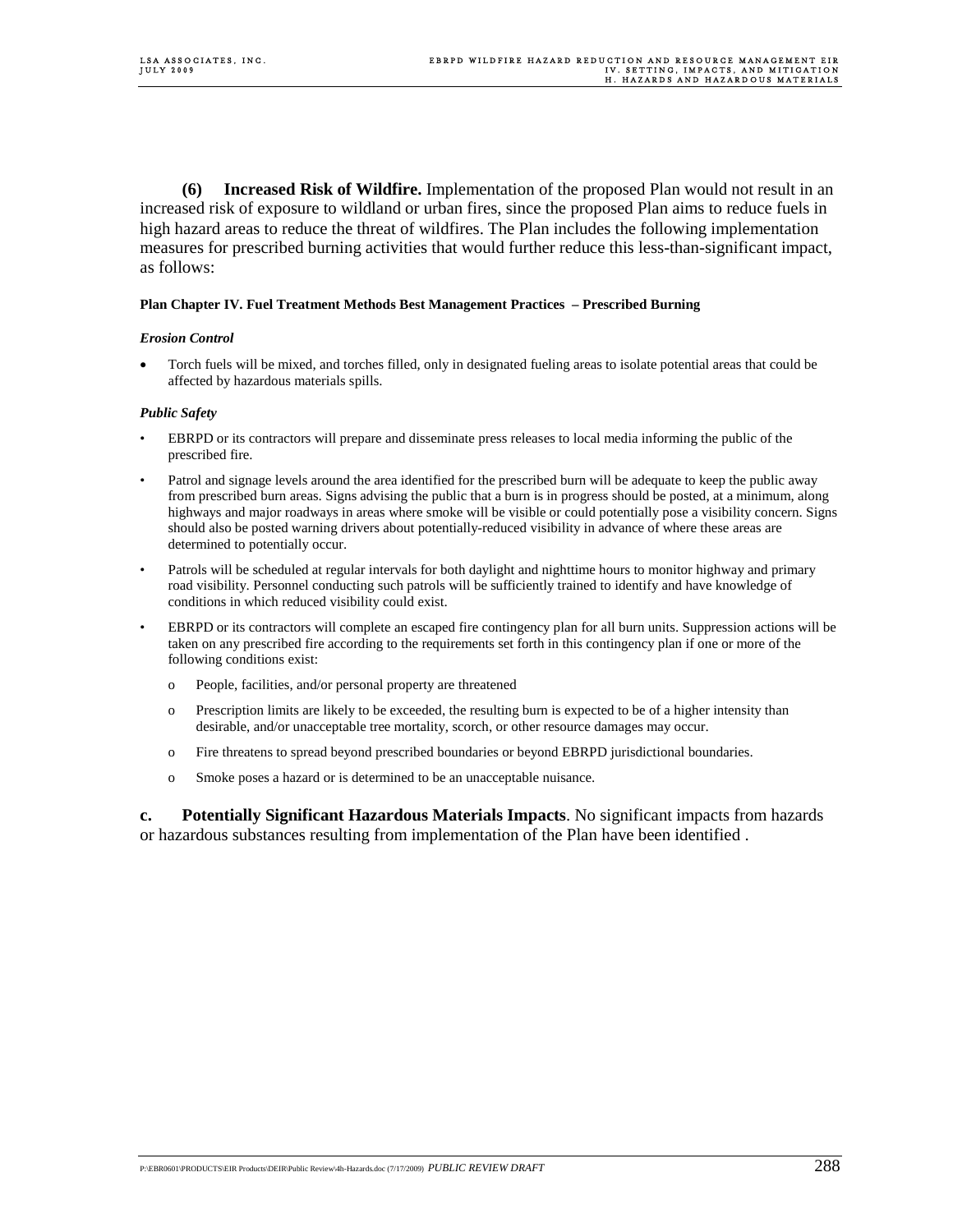**(6) Increased Risk of Wildfire.** Implementation of the proposed Plan would not result in an increased risk of exposure to wildland or urban fires, since the proposed Plan aims to reduce fuels in high hazard areas to reduce the threat of wildfires. The Plan includes the following implementation measures for prescribed burning activities that would further reduce this less-than-significant impact, as follows:

**Plan Chapter IV. Fuel Treatment Methods Best Management Practices – Prescribed Burning**

***Erosion Control***

- Torch fuels will be mixed, and torches filled, only in designated fueling areas to isolate potential areas that could be affected by hazardous materials spills.

***Public Safety***

- EBRPD or its contractors will prepare and disseminate press releases to local media informing the public of the prescribed fire.
- Patrol and signage levels around the area identified for the prescribed burn will be adequate to keep the public away from prescribed burn areas. Signs advising the public that a burn is in progress should be posted, at a minimum, along highways and major roadways in areas where smoke will be visible or could potentially pose a visibility concern. Signs should also be posted warning drivers about potentially-reduced visibility in advance of where these areas are determined to potentially occur.
- Patrols will be scheduled at regular intervals for both daylight and nighttime hours to monitor highway and primary road visibility. Personnel conducting such patrols will be sufficiently trained to identify and have knowledge of conditions in which reduced visibility could exist.
- EBRPD or its contractors will complete an escaped fire contingency plan for all burn units. Suppression actions will be taken on any prescribed fire according to the requirements set forth in this contingency plan if one or more of the following conditions exist:
  - People, facilities, and/or personal property are threatened
  - Prescription limits are likely to be exceeded, the resulting burn is expected to be of a higher intensity than desirable, and/or unacceptable tree mortality, scorch, or other resource damages may occur.
  - Fire threatens to spread beyond prescribed boundaries or beyond EBRPD jurisdictional boundaries.
  - Smoke poses a hazard or is determined to be an unacceptable nuisance.

**c. Potentially Significant Hazardous Materials Impacts**. No significant impacts from hazards or hazardous substances resulting from implementation of the Plan have been identified .